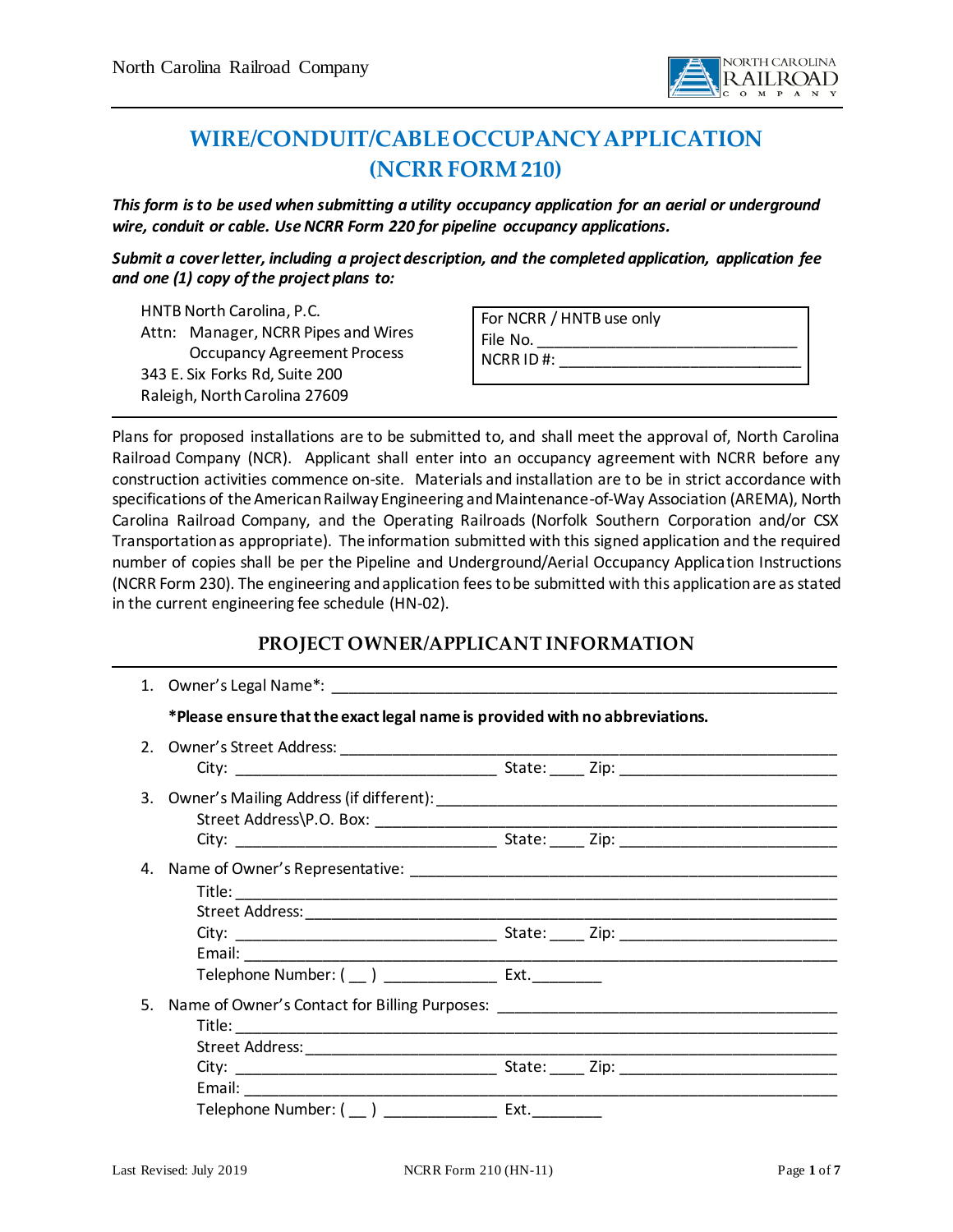# WIRE/CONDUIT/CABLE OCCUPANCY APPLICATION (NCRR FORM 210)

***This form is to be used when submitting a utility occupancy application for an aerial or underground wire, conduit or cable. Use NCRR Form 220 for pipeline occupancy applications.***

***Submit a cover letter, including a project description, and the completed application, application fee and one (1) copy of the project plans to:***

HNTB North Carolina, P.C.
Attn: Manager, NCRR Pipes and Wires Occupancy Agreement Process
343 E. Six Forks Rd, Suite 200
Raleigh, North Carolina 27609

| For NCRR / HNTB use only |
|---|
| File No. ______________________________ |
| NCRR ID #: ____________________________ |

Plans for proposed installations are to be submitted to, and shall meet the approval of, North Carolina Railroad Company (NCR). Applicant shall enter into an occupancy agreement with NCRR before any construction activities commence on-site. Materials and installation are to be in strict accordance with specifications of the American Railway Engineering and Maintenance-of-Way Association (AREMA), North Carolina Railroad Company, and the Operating Railroads (Norfolk Southern Corporation and/or CSX Transportation as appropriate). The information submitted with this signed application and the required number of copies shall be per the Pipeline and Underground/Aerial Occupancy Application Instructions (NCRR Form 230). The engineering and application fees to be submitted with this application are as stated in the current engineering fee schedule (HN-02).

## PROJECT OWNER/APPLICANT INFORMATION

1. Owner's Legal Name*: ____________________________________________

   **\*Please ensure that the exact legal name is provided with no abbreviations.**

2. Owner's Street Address: ____________________________________________
   City: ____________________________ State: ____ Zip: ______________________

3. Owner's Mailing Address (if different): ____________________________________________
   Street Address\P.O. Box: ____________________________________________
   City: ____________________________ State: ____ Zip: ______________________

4. Name of Owner's Representative: ____________________________________________
   Title: ____________________________________________
   Street Address: ____________________________________________
   City: ____________________________ State: ____ Zip: ______________________
   Email: ____________________________________________
   Telephone Number: ( __ ) ____________ Ext.________

5. Name of Owner's Contact for Billing Purposes: ____________________________________________
   Title: ____________________________________________
   Street Address: ____________________________________________
   City: ____________________________ State: ____ Zip: ______________________
   Email: ____________________________________________
   Telephone Number: ( __ ) ____________ Ext.________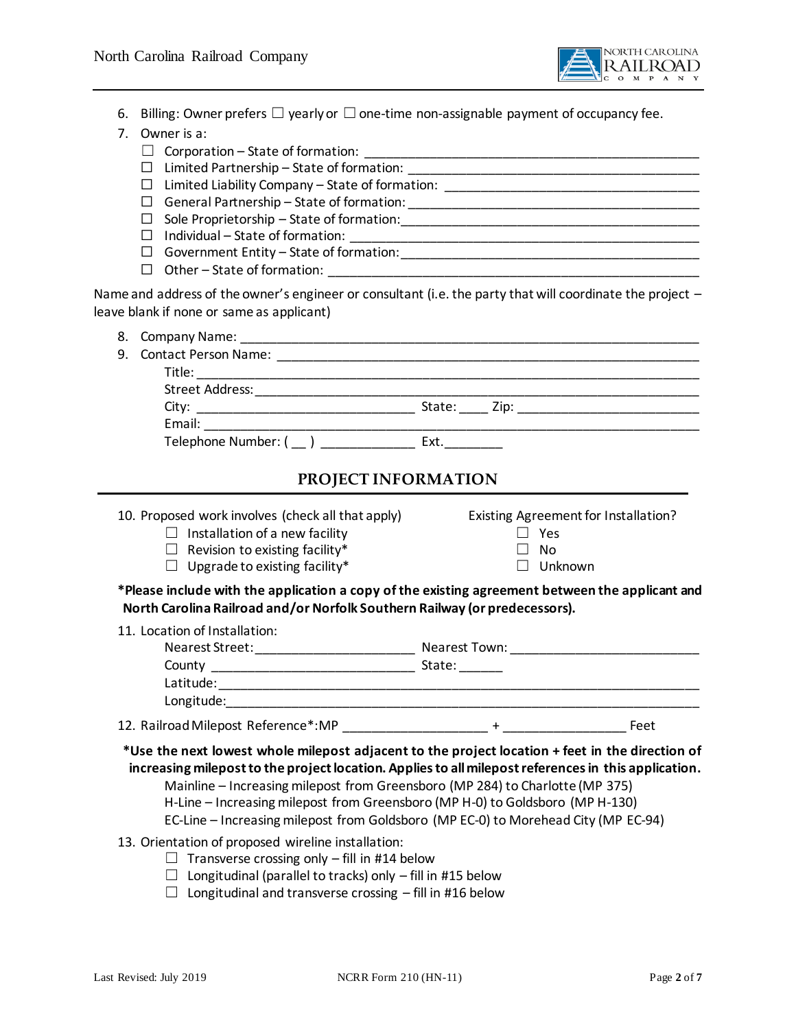6. Billing: Owner prefers ☐ yearly or ☐ one-time non-assignable payment of occupancy fee.
7. Owner is a:
   - ☐ Corporation – State of formation: ___________________________________________
   - ☐ Limited Partnership – State of formation: _____________________________________
   - ☐ Limited Liability Company – State of formation: _________________________________
   - ☐ General Partnership – State of formation: _____________________________________
   - ☐ Sole Proprietorship – State of formation: ______________________________________
   - ☐ Individual – State of formation: _____________________________________________
   - ☐ Government Entity – State of formation: _______________________________________
   - ☐ Other – State of formation: _________________________________________________

Name and address of the owner's engineer or consultant (i.e. the party that will coordinate the project – leave blank if none or same as applicant)

8. Company Name: _______________________________________________________________
9. Contact Person Name: __________________________________________________________
   Title: ______________________________________________________________________
   Street Address: _______________________________________________________________
   City: _____________________________ State: ____ Zip: _________________________
   Email: ______________________________________________________________________
   Telephone Number: ( __ ) _____________ Ext. ________

## PROJECT INFORMATION

10. Proposed work involves (check all that apply)
    - ☐ Installation of a new facility
    - ☐ Revision to existing facility*
    - ☐ Upgrade to existing facility*

    Existing Agreement for Installation?
    - ☐ Yes
    - ☐ No
    - ☐ Unknown

**\*Please include with the application a copy of the existing agreement between the applicant and North Carolina Railroad and/or Norfolk Southern Railway (or predecessors).**

11. Location of Installation:
    Nearest Street: ______________________ Nearest Town: _________________________
    County ____________________________ State: ______
    Latitude: ____________________________________________________________________
    Longitude: __________________________________________________________________
12. Railroad Milepost Reference*: MP ____________________ + ________________ Feet

**\*Use the next lowest whole milepost adjacent to the project location + feet in the direction of increasing milepost to the project location. Applies to all milepost references in this application.**

Mainline – Increasing milepost from Greensboro (MP 284) to Charlotte (MP 375)
H-Line – Increasing milepost from Greensboro (MP H-0) to Goldsboro (MP H-130)
EC-Line – Increasing milepost from Goldsboro (MP EC-0) to Morehead City (MP EC-94)

13. Orientation of proposed wireline installation:
    - ☐ Transverse crossing only – fill in #14 below
    - ☐ Longitudinal (parallel to tracks) only – fill in #15 below
    - ☐ Longitudinal and transverse crossing – fill in #16 below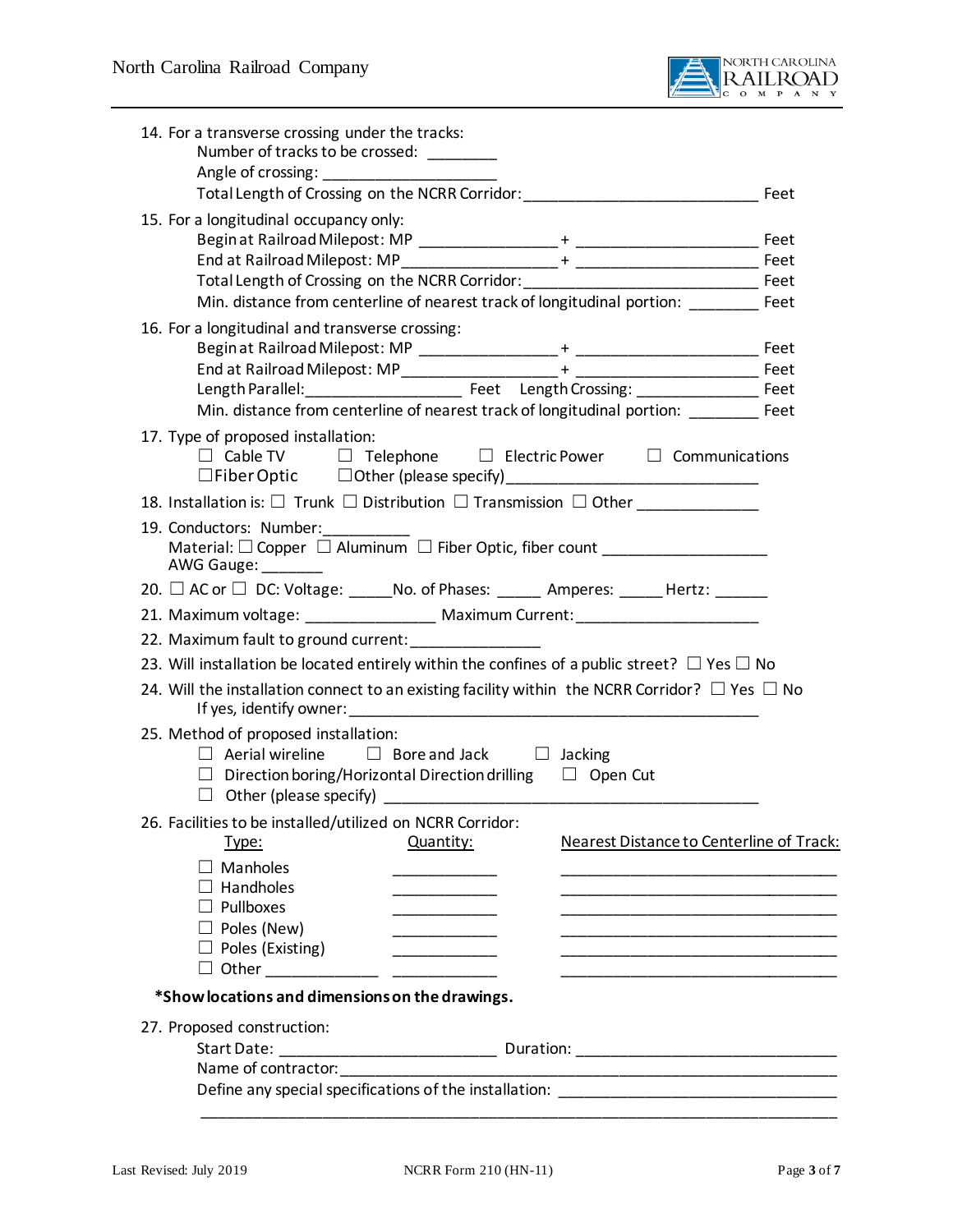14. For a transverse crossing under the tracks:
    Number of tracks to be crossed: ________
    Angle of crossing: ____________________
    Total Length of Crossing on the NCRR Corridor: ___________________________ Feet

15. For a longitudinal occupancy only:
    Begin at Railroad Milepost: MP ________________ + _____________________ Feet
    End at Railroad Milepost: MP ________________ + _____________________ Feet
    Total Length of Crossing on the NCRR Corridor: ___________________________ Feet
    Min. distance from centerline of nearest track of longitudinal portion: ________ Feet

16. For a longitudinal and transverse crossing:
    Begin at Railroad Milepost: MP ________________ + _____________________ Feet
    End at Railroad Milepost: MP ________________ + _____________________ Feet
    Length Parallel: __________________ Feet Length Crossing: ______________ Feet
    Min. distance from centerline of nearest track of longitudinal portion: ________ Feet

17. Type of proposed installation:
    ☐ Cable TV ☐ Telephone ☐ Electric Power ☐ Communications
    ☐ Fiber Optic ☐ Other (please specify) ____________________________

18. Installation is: ☐ Trunk ☐ Distribution ☐ Transmission ☐ Other ______________

19. Conductors: Number: __________
    Material: ☐ Copper ☐ Aluminum ☐ Fiber Optic, fiber count __________________
    AWG Gauge: _______

20. ☐ AC or ☐ DC: Voltage: _____ No. of Phases: _____ Amperes: _____ Hertz: ______

21. Maximum voltage: _______________ Maximum Current: _____________________

22. Maximum fault to ground current: _______________

23. Will installation be located entirely within the confines of a public street? ☐ Yes ☐ No

24. Will the installation connect to an existing facility within the NCRR Corridor? ☐ Yes ☐ No
    If yes, identify owner: _____________________________________________

25. Method of proposed installation:
    ☐ Aerial wireline ☐ Bore and Jack ☐ Jacking
    ☐ Direction boring/Horizontal Direction drilling ☐ Open Cut
    ☐ Other (please specify) ____________________________________

26. Facilities to be installed/utilized on NCRR Corridor:

| Type: | Quantity: | Nearest Distance to Centerline of Track: |
|---|---|---|
| ☐ Manholes | ____________ | ______________________________ |
| ☐ Handholes | ____________ | ______________________________ |
| ☐ Pullboxes | ____________ | ______________________________ |
| ☐ Poles (New) | ____________ | ______________________________ |
| ☐ Poles (Existing) | ____________ | ______________________________ |
| ☐ Other ____________ | ____________ | ______________________________ |

**\*Show locations and dimensions on the drawings.**

27. Proposed construction:
    Start Date: ________________________ Duration: _____________________________
    Name of contractor: ___________________________________________________________
    Define any special specifications of the installation: ______________________________
    ______________________________________________________________________________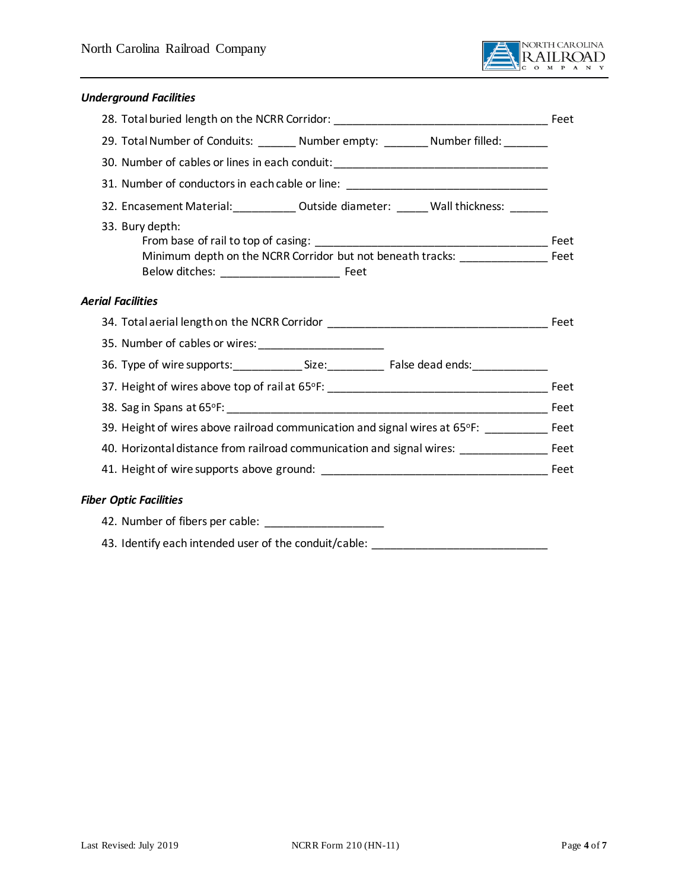***Underground Facilities***

28. Total buried length on the NCRR Corridor: ________________________________ Feet
29. Total Number of Conduits: ______ Number empty: _______ Number filled: _______
30. Number of cables or lines in each conduit: ________________________________
31. Number of conductors in each cable or line: ________________________________
32. Encasement Material: __________ Outside diameter: _____ Wall thickness: ______
33. Bury depth:
    From base of rail to top of casing: ____________________________________ Feet
    Minimum depth on the NCRR Corridor but not beneath tracks: ______________ Feet
    Below ditches: ___________________ Feet

***Aerial Facilities***

34. Total aerial length on the NCRR Corridor ___________________________________ Feet
35. Number of cables or wires: ____________________
36. Type of wire supports: ___________ Size: _________ False dead ends: ____________
37. Height of wires above top of rail at 65°F: __________________________________ Feet
38. Sag in Spans at 65°F: ___________________________________________________ Feet
39. Height of wires above railroad communication and signal wires at 65°F: __________ Feet
40. Horizontal distance from railroad communication and signal wires: ______________ Feet
41. Height of wire supports above ground: ____________________________________ Feet

***Fiber Optic Facilities***

42. Number of fibers per cable: ___________________
43. Identify each intended user of the conduit/cable: ____________________________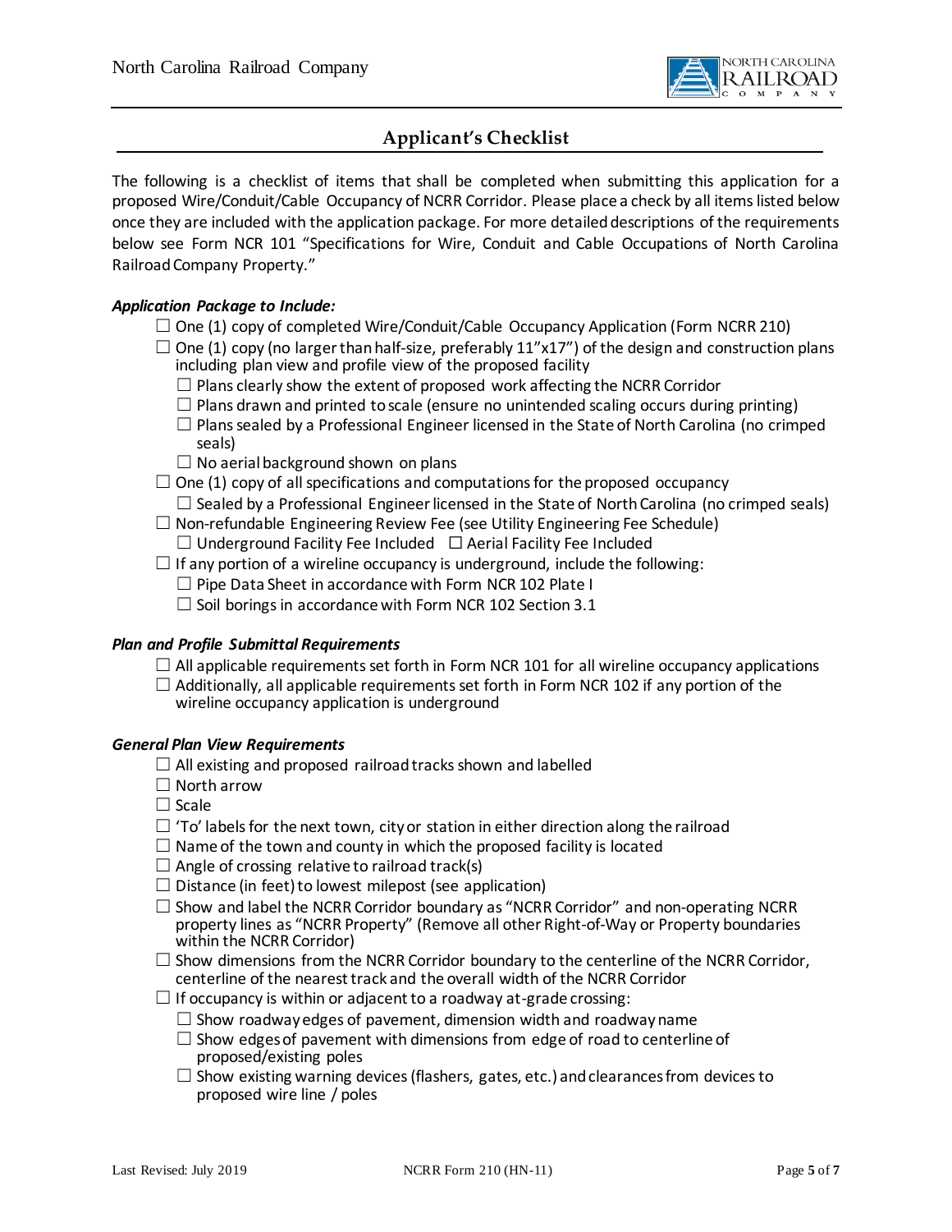## Applicant's Checklist

The following is a checklist of items that shall be completed when submitting this application for a proposed Wire/Conduit/Cable Occupancy of NCRR Corridor. Please place a check by all items listed below once they are included with the application package. For more detailed descriptions of the requirements below see Form NCR 101 "Specifications for Wire, Conduit and Cable Occupations of North Carolina Railroad Company Property."

### *Application Package to Include:*

- ☐ One (1) copy of completed Wire/Conduit/Cable Occupancy Application (Form NCRR 210)
- ☐ One (1) copy (no larger than half-size, preferably 11"x17") of the design and construction plans including plan view and profile view of the proposed facility
  - ☐ Plans clearly show the extent of proposed work affecting the NCRR Corridor
  - ☐ Plans drawn and printed to scale (ensure no unintended scaling occurs during printing)
  - ☐ Plans sealed by a Professional Engineer licensed in the State of North Carolina (no crimped seals)
  - ☐ No aerial background shown on plans
- ☐ One (1) copy of all specifications and computations for the proposed occupancy
  - ☐ Sealed by a Professional Engineer licensed in the State of North Carolina (no crimped seals)
- ☐ Non-refundable Engineering Review Fee (see Utility Engineering Fee Schedule)
  - ☐ Underground Facility Fee Included ☐ Aerial Facility Fee Included
- ☐ If any portion of a wireline occupancy is underground, include the following:
  - ☐ Pipe Data Sheet in accordance with Form NCR 102 Plate I
  - ☐ Soil borings in accordance with Form NCR 102 Section 3.1

### *Plan and Profile Submittal Requirements*

- ☐ All applicable requirements set forth in Form NCR 101 for all wireline occupancy applications
- ☐ Additionally, all applicable requirements set forth in Form NCR 102 if any portion of the wireline occupancy application is underground

### *General Plan View Requirements*

- ☐ All existing and proposed railroad tracks shown and labelled
- ☐ North arrow
- ☐ Scale
- ☐ 'To' labels for the next town, city or station in either direction along the railroad
- ☐ Name of the town and county in which the proposed facility is located
- ☐ Angle of crossing relative to railroad track(s)
- ☐ Distance (in feet) to lowest milepost (see application)
- ☐ Show and label the NCRR Corridor boundary as "NCRR Corridor" and non-operating NCRR property lines as "NCRR Property" (Remove all other Right-of-Way or Property boundaries within the NCRR Corridor)
- ☐ Show dimensions from the NCRR Corridor boundary to the centerline of the NCRR Corridor, centerline of the nearest track and the overall width of the NCRR Corridor
- ☐ If occupancy is within or adjacent to a roadway at-grade crossing:
  - ☐ Show roadway edges of pavement, dimension width and roadway name
  - ☐ Show edges of pavement with dimensions from edge of road to centerline of proposed/existing poles
  - ☐ Show existing warning devices (flashers, gates, etc.) and clearances from devices to proposed wire line / poles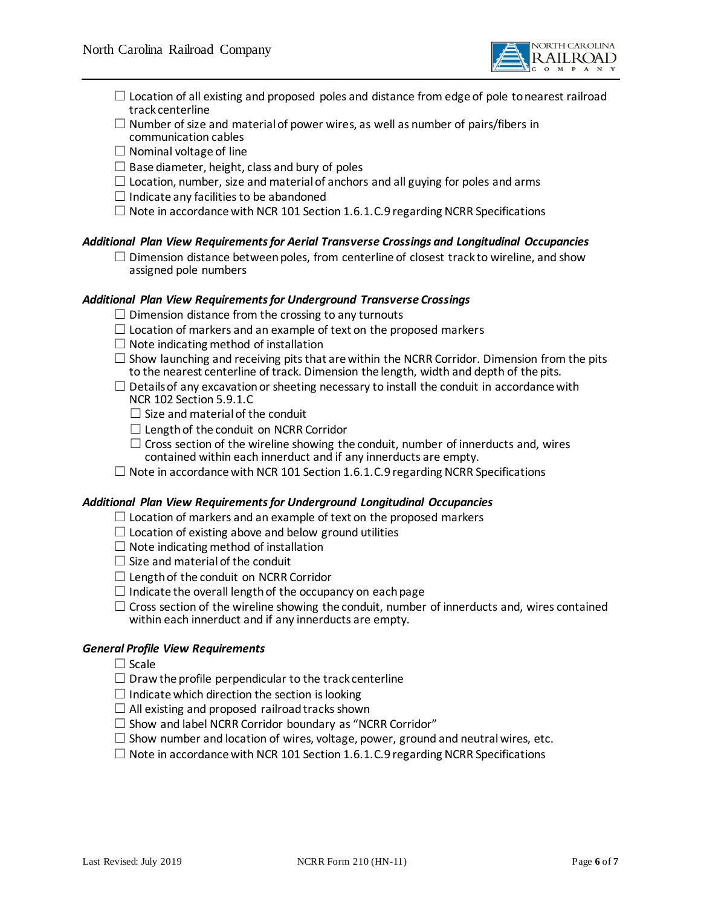- ☐ Location of all existing and proposed poles and distance from edge of pole to nearest railroad track centerline
- ☐ Number of size and material of power wires, as well as number of pairs/fibers in communication cables
- ☐ Nominal voltage of line
- ☐ Base diameter, height, class and bury of poles
- ☐ Location, number, size and material of anchors and all guying for poles and arms
- ☐ Indicate any facilities to be abandoned
- ☐ Note in accordance with NCR 101 Section 1.6.1.C.9 regarding NCRR Specifications

***Additional Plan View Requirements for Aerial Transverse Crossings and Longitudinal Occupancies***

- ☐ Dimension distance between poles, from centerline of closest track to wireline, and show assigned pole numbers

***Additional Plan View Requirements for Underground Transverse Crossings***

- ☐ Dimension distance from the crossing to any turnouts
- ☐ Location of markers and an example of text on the proposed markers
- ☐ Note indicating method of installation
- ☐ Show launching and receiving pits that are within the NCRR Corridor. Dimension from the pits to the nearest centerline of track. Dimension the length, width and depth of the pits.
- ☐ Details of any excavation or sheeting necessary to install the conduit in accordance with NCR 102 Section 5.9.1.C
  - ☐ Size and material of the conduit
  - ☐ Length of the conduit on NCRR Corridor
  - ☐ Cross section of the wireline showing the conduit, number of innerducts and, wires contained within each innerduct and if any innerducts are empty.
- ☐ Note in accordance with NCR 101 Section 1.6.1.C.9 regarding NCRR Specifications

***Additional Plan View Requirements for Underground Longitudinal Occupancies***

- ☐ Location of markers and an example of text on the proposed markers
- ☐ Location of existing above and below ground utilities
- ☐ Note indicating method of installation
- ☐ Size and material of the conduit
- ☐ Length of the conduit on NCRR Corridor
- ☐ Indicate the overall length of the occupancy on each page
- ☐ Cross section of the wireline showing the conduit, number of innerducts and, wires contained within each innerduct and if any innerducts are empty.

***General Profile View Requirements***

- ☐ Scale
- ☐ Draw the profile perpendicular to the track centerline
- ☐ Indicate which direction the section is looking
- ☐ All existing and proposed railroad tracks shown
- ☐ Show and label NCRR Corridor boundary as "NCRR Corridor"
- ☐ Show number and location of wires, voltage, power, ground and neutral wires, etc.
- ☐ Note in accordance with NCR 101 Section 1.6.1.C.9 regarding NCRR Specifications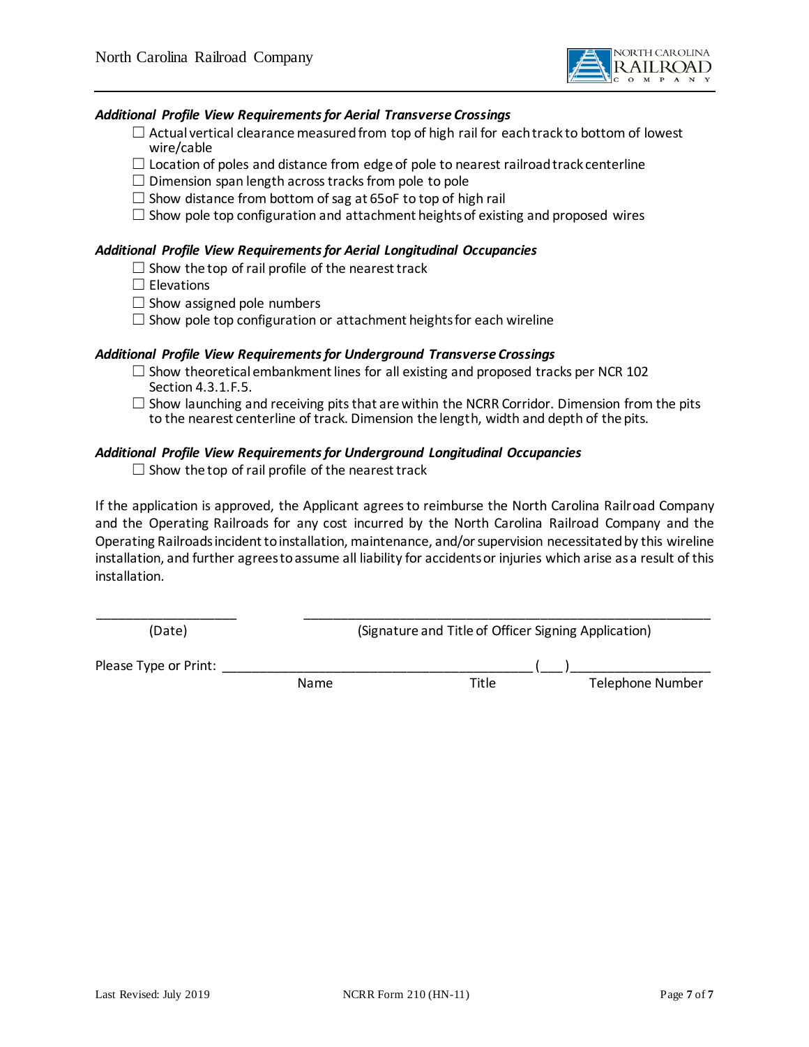***Additional Profile View Requirements for Aerial Transverse Crossings***

- ☐ Actual vertical clearance measured from top of high rail for each track to bottom of lowest wire/cable
- ☐ Location of poles and distance from edge of pole to nearest railroad track centerline
- ☐ Dimension span length across tracks from pole to pole
- ☐ Show distance from bottom of sag at 65oF to top of high rail
- ☐ Show pole top configuration and attachment heights of existing and proposed wires

***Additional Profile View Requirements for Aerial Longitudinal Occupancies***

- ☐ Show the top of rail profile of the nearest track
- ☐ Elevations
- ☐ Show assigned pole numbers
- ☐ Show pole top configuration or attachment heights for each wireline

***Additional Profile View Requirements for Underground Transverse Crossings***

- ☐ Show theoretical embankment lines for all existing and proposed tracks per NCR 102 Section 4.3.1.F.5.
- ☐ Show launching and receiving pits that are within the NCRR Corridor. Dimension from the pits to the nearest centerline of track. Dimension the length, width and depth of the pits.

***Additional Profile View Requirements for Underground Longitudinal Occupancies***

- ☐ Show the top of rail profile of the nearest track

If the application is approved, the Applicant agrees to reimburse the North Carolina Railroad Company and the Operating Railroads for any cost incurred by the North Carolina Railroad Company and the Operating Railroads incident to installation, maintenance, and/or supervision necessitated by this wireline installation, and further agrees to assume all liability for accidents or injuries which arise as a result of this installation.

____________________ ____________________________________________________________

(Date) (Signature and Title of Officer Signing Application)

Please Type or Print: ______________________________________________ (___)____________________

Name Title Telephone Number